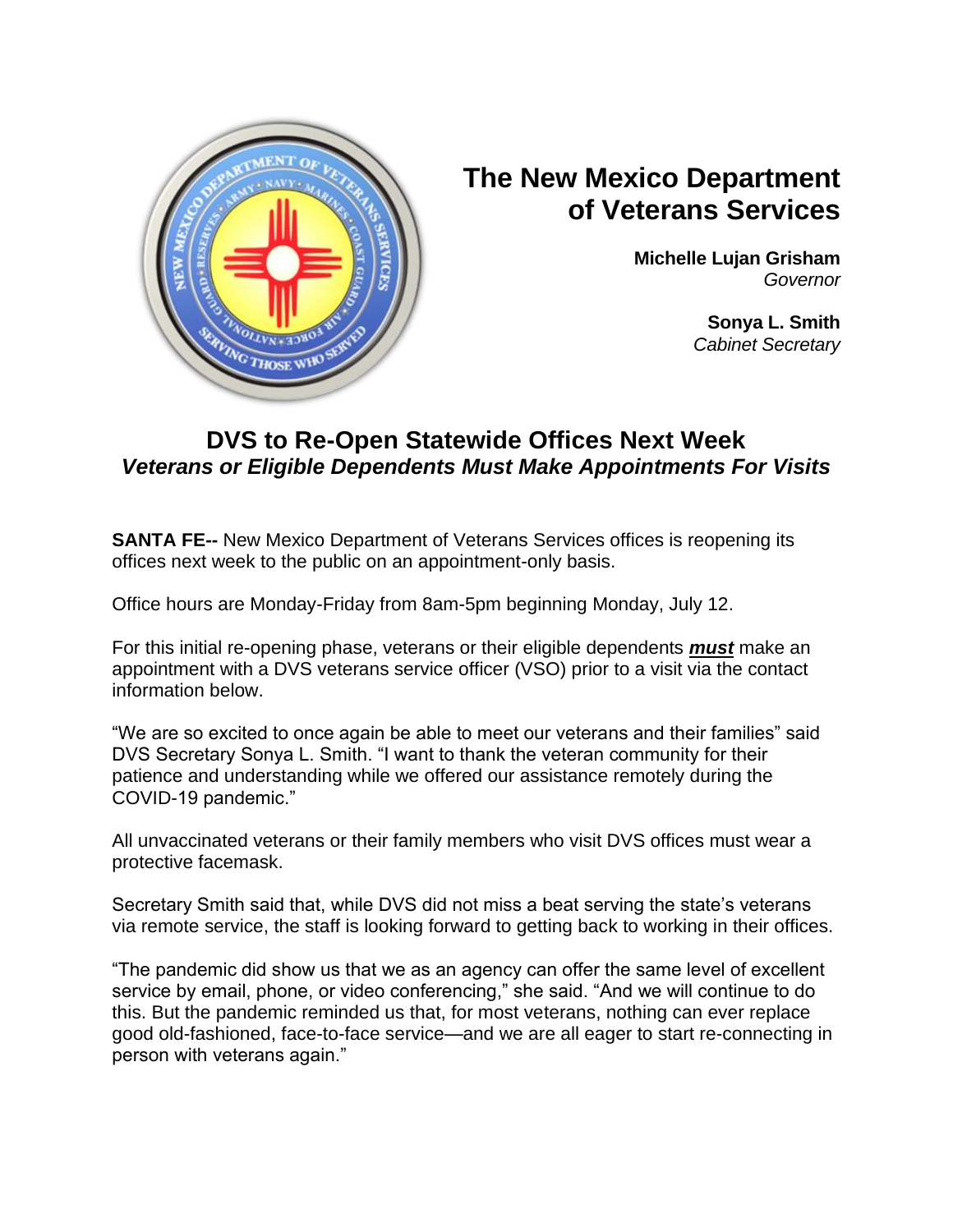# The New Mexico Department of Veterans Services

**Michelle Lujan Grisham**
*Governor*

**Sonya L. Smith**
*Cabinet Secretary*

## DVS to Re-Open Statewide Offices Next Week
### *Veterans or Eligible Dependents Must Make Appointments For Visits*

**SANTA FE--** New Mexico Department of Veterans Services offices is reopening its offices next week to the public on an appointment-only basis.

Office hours are Monday-Friday from 8am-5pm beginning Monday, July 12.

For this initial re-opening phase, veterans or their eligible dependents ***must*** make an appointment with a DVS veterans service officer (VSO) prior to a visit via the contact information below.

“We are so excited to once again be able to meet our veterans and their families” said DVS Secretary Sonya L. Smith. “I want to thank the veteran community for their patience and understanding while we offered our assistance remotely during the COVID-19 pandemic.”

All unvaccinated veterans or their family members who visit DVS offices must wear a protective facemask.

Secretary Smith said that, while DVS did not miss a beat serving the state’s veterans via remote service, the staff is looking forward to getting back to working in their offices.

“The pandemic did show us that we as an agency can offer the same level of excellent service by email, phone, or video conferencing,” she said. “And we will continue to do this. But the pandemic reminded us that, for most veterans, nothing can ever replace good old-fashioned, face-to-face service—and we are all eager to start re-connecting in person with veterans again.”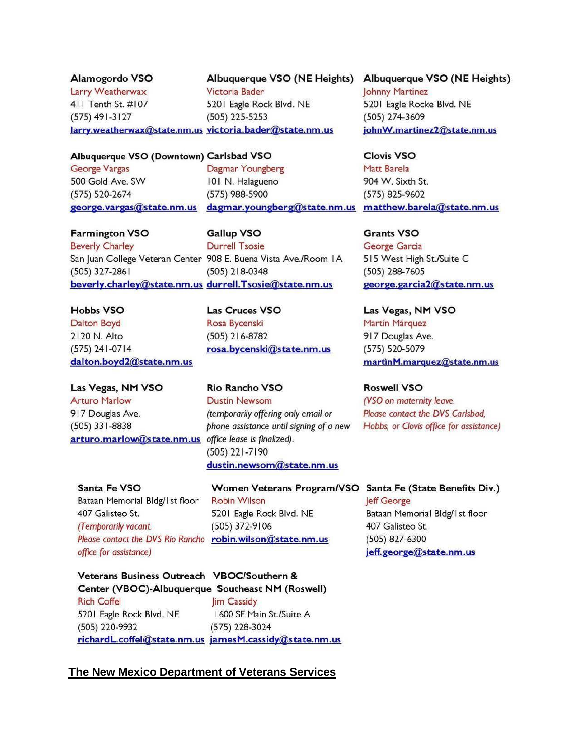**Alamogordo VSO**
Larry Weatherwax
411 Tenth St. #107
(575) 491-3127
larry.weatherwax@state.nm.us

**Albuquerque VSO (NE Heights)**
Victoria Bader
5201 Eagle Rock Blvd. NE
(505) 225-5253
victoria.bader@state.nm.us

**Albuquerque VSO (NE Heights)**
Johnny Martinez
5201 Eagle Rocke Blvd. NE
(505) 274-3609
johnW.martinez2@state.nm.us

**Albuquerque VSO (Downtown)**
George Vargas
500 Gold Ave. SW
(575) 520-2674
george.vargas@state.nm.us

**Carlsbad VSO**
Dagmar Youngberg
101 N. Halagueno
(575) 988-5900
dagmar.youngberg@state.nm.us

**Clovis VSO**
Matt Barela
904 W. Sixth St.
(575) 825-9602
matthew.barela@state.nm.us

**Farmington VSO**
Beverly Charley
San Juan College Veteran Center
(505) 327-2861
beverly.charley@state.nm.us

**Gallup VSO**
Durrell Tsosie
908 E. Buena Vista Ave./Room 1A
(505) 218-0348
durrell.Tsosie@state.nm.us

**Grants VSO**
George Garcia
515 West High St./Suite C
(505) 288-7605
george.garcia2@state.nm.us

**Hobbs VSO**
Dalton Boyd
2120 N. Alto
(575) 241-0714
dalton.boyd2@state.nm.us

**Las Cruces VSO**
Rosa Bycenski
(505) 216-8782
rosa.bycenski@state.nm.us

**Las Vegas, NM VSO**
Martín Márquez
917 Douglas Ave.
(575) 520-5079
martinM.marquez@state.nm.us

**Las Vegas, NM VSO**
Arturo Marlow
917 Douglas Ave.
(505) 331-8838
arturo.marlow@state.nm.us

**Rio Rancho VSO**
Dustin Newsom
*(temporarily offering only email or phone assistance until signing of a new office lease is finalized).*
(505) 221-7190
dustin.newsom@state.nm.us

**Roswell VSO**
*(VSO on maternity leave. Please contact the DVS Carlsbad, Hobbs, or Clovis office for assistance)*

**Santa Fe VSO**
Bataan Memorial Bldg/1st floor
407 Galisteo St.
*(Temporarily vacant. Please contact the DVS Rio Rancho office for assistance)*

**Women Veterans Program/VSO**
Robin Wilson
5201 Eagle Rock Blvd. NE
(505) 372-9106
robin.wilson@state.nm.us

**Santa Fe (State Benefits Div.)**
Jeff George
Bataan Memorial Bldg/1st floor
407 Galisteo St.
(505) 827-6300
jeff.george@state.nm.us

**Veterans Business Outreach Center (VBOC)-Albuquerque**
Rich Coffel
5201 Eagle Rock Blvd. NE
(505) 220-9932
richardL.coffel@state.nm.us

**VBOC/Southern & Southeast NM (Roswell)**
Jim Cassidy
1600 SE Main St./Suite A
(575) 228-3024
jamesM.cassidy@state.nm.us

**The New Mexico Department of Veterans Services**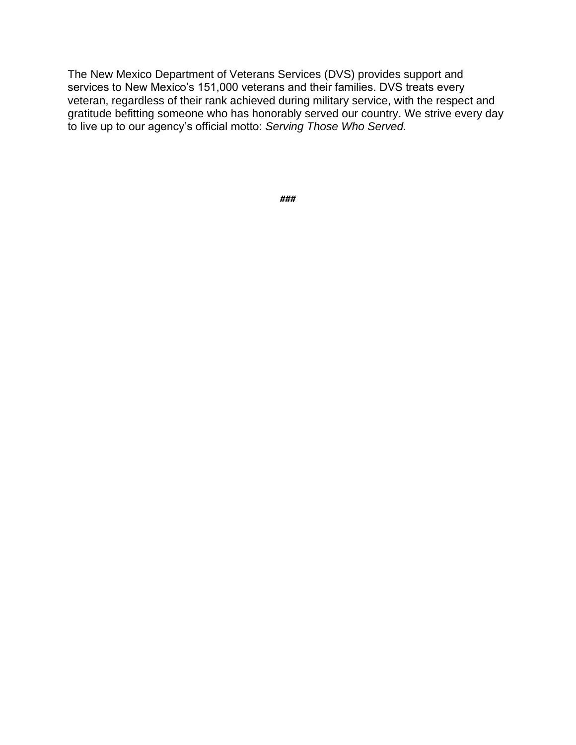The New Mexico Department of Veterans Services (DVS) provides support and services to New Mexico's 151,000 veterans and their families. DVS treats every veteran, regardless of their rank achieved during military service, with the respect and gratitude befitting someone who has honorably served our country. We strive every day to live up to our agency's official motto: *Serving Those Who Served.*

***###***